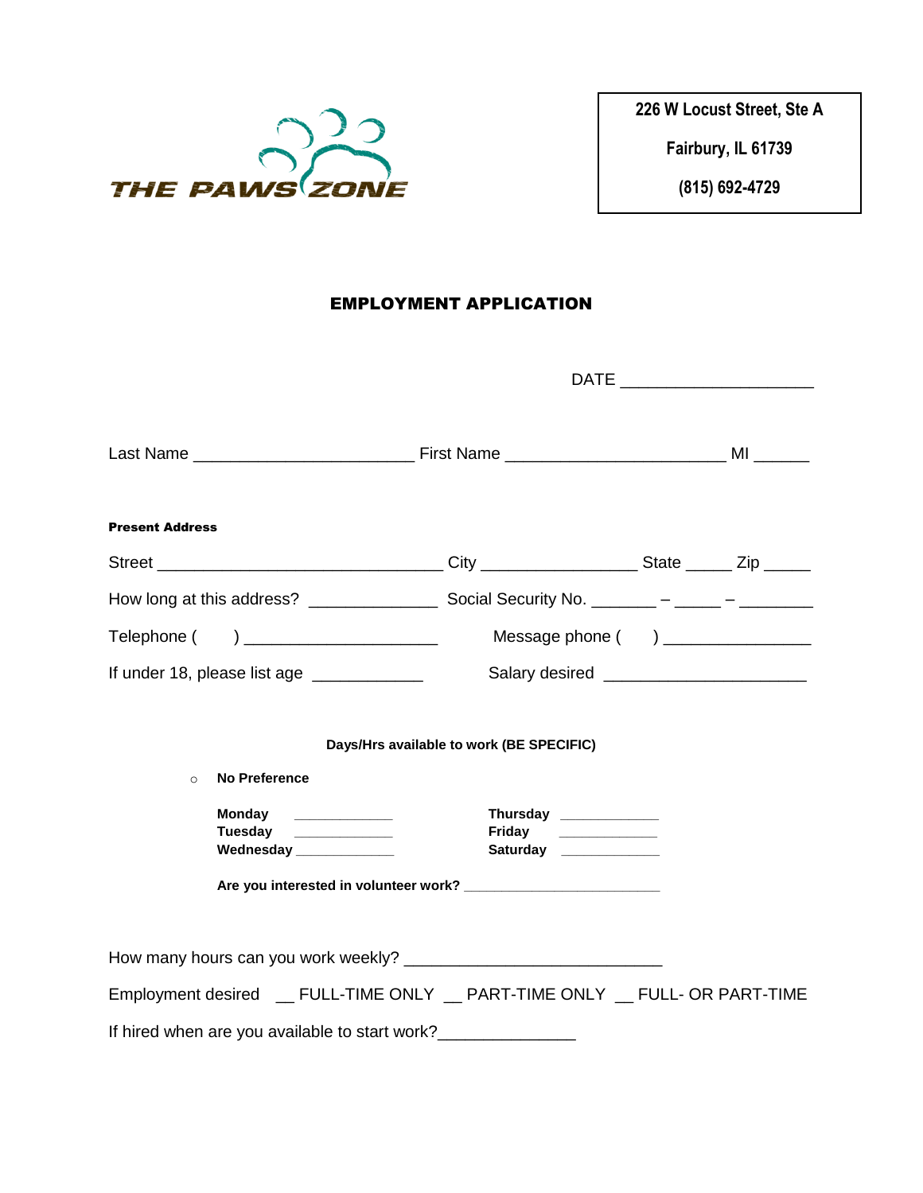THE PAWS ZONE

226 W Locust Street, Ste A

Fairbury, IL 61739

(815) 692-4729

# EMPLOYMENT APPLICATION

DATE ____________________

Last Name _______________________ First Name _______________________ MI ______

**Present Address**

Street ______________________________ City ________________ State _____ Zip _____

How long at this address? _____________ Social Security No. _______ – _____ – ________

Telephone (      ) ____________________ Message phone (      ) _______________

If under 18, please list age ___________ Salary desired _____________________

**Days/Hrs available to work (BE SPECIFIC)**

- **No Preference**

**Monday** ____________ **Thursday** ____________
**Tuesday** ____________ **Friday** ____________
**Wednesday** ____________ **Saturday** ____________

**Are you interested in volunteer work?** ________________________

How many hours can you work weekly? ___________________________

Employment desired __ FULL-TIME ONLY __ PART-TIME ONLY __ FULL- OR PART-TIME

If hired when are you available to start work?______________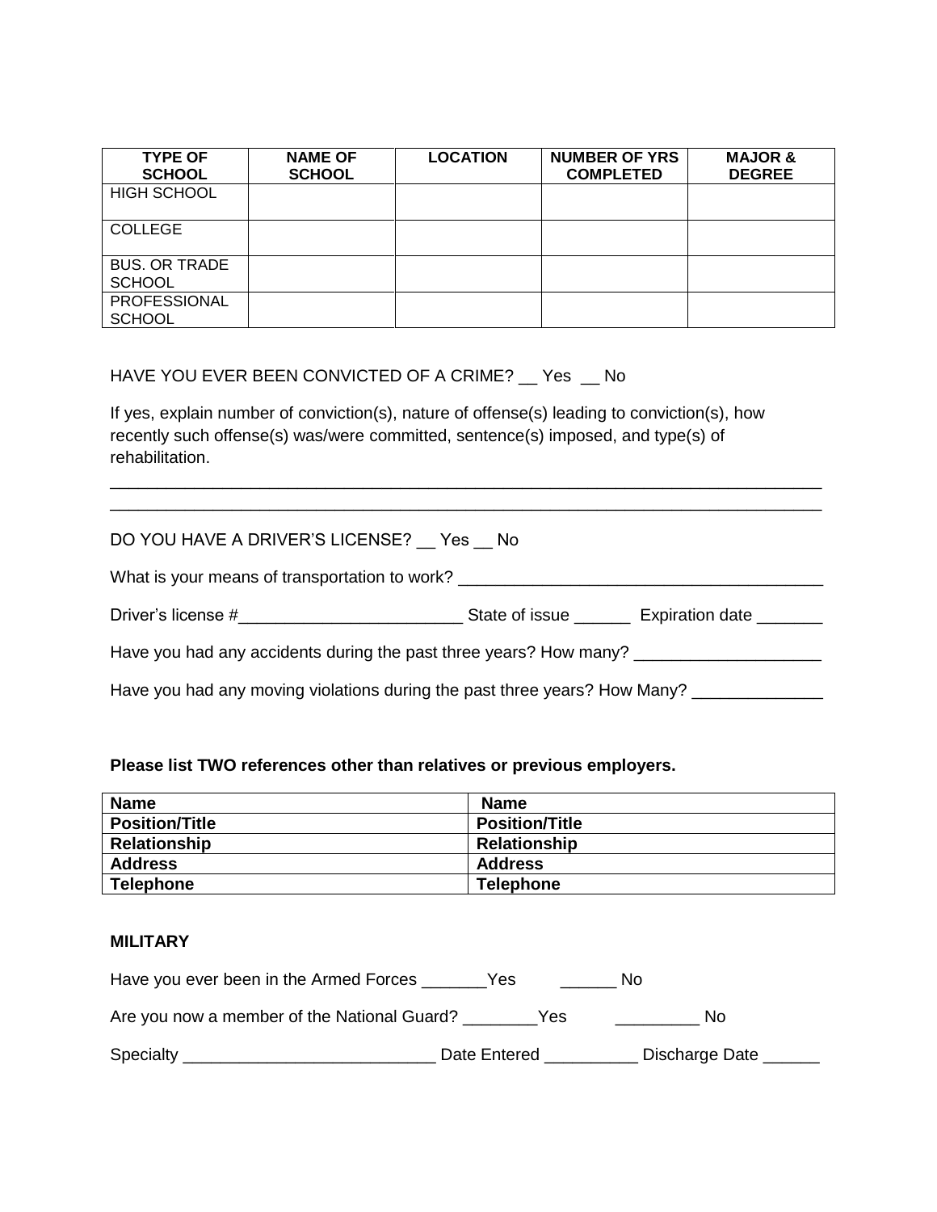| TYPE OF SCHOOL | NAME OF SCHOOL | LOCATION | NUMBER OF YRS COMPLETED | MAJOR & DEGREE |
|---|---|---|---|---|
| HIGH SCHOOL | | | | |
| COLLEGE | | | | |
| BUS. OR TRADE SCHOOL | | | | |
| PROFESSIONAL SCHOOL | | | | |

HAVE YOU EVER BEEN CONVICTED OF A CRIME? __ Yes __ No

If yes, explain number of conviction(s), nature of offense(s) leading to conviction(s), how recently such offense(s) was/were committed, sentence(s) imposed, and type(s) of rehabilitation.

_____________________________________________________________________________
_____________________________________________________________________________

DO YOU HAVE A DRIVER'S LICENSE? __ Yes __ No

What is your means of transportation to work? _______________________________________

Driver's license #________________________ State of issue ______ Expiration date _______

Have you had any accidents during the past three years? How many? ___________________

Have you had any moving violations during the past three years? How Many? _____________

**Please list TWO references other than relatives or previous employers.**

| **Name** | **Name** |
|---|---|
| **Position/Title** | **Position/Title** |
| **Relationship** | **Relationship** |
| **Address** | **Address** |
| **Telephone** | **Telephone** |

**MILITARY**

Have you ever been in the Armed Forces _______Yes ______ No

Are you now a member of the National Guard? ________Yes _________ No

Specialty ___________________________ Date Entered __________ Discharge Date ______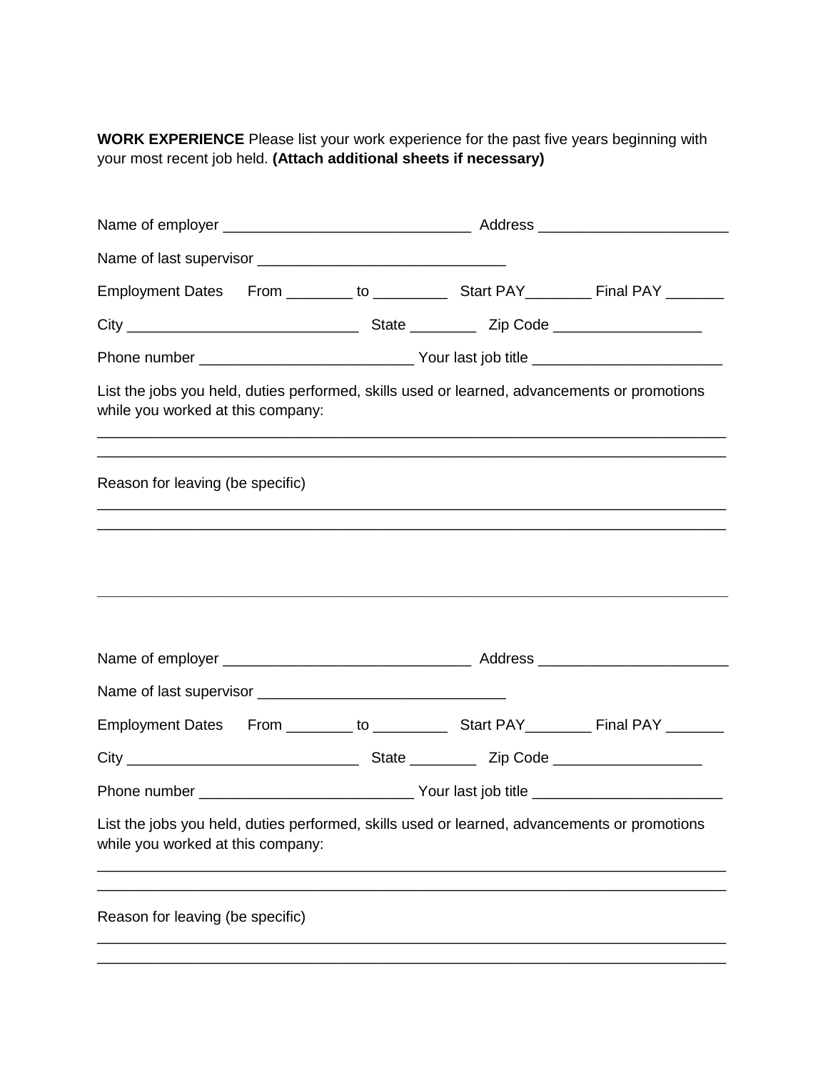**WORK EXPERIENCE** Please list your work experience for the past five years beginning with your most recent job held. **(Attach additional sheets if necessary)**

Name of employer ______________________________ Address _______________________

Name of last supervisor ______________________________

Employment Dates From ________ to _________ Start PAY________ Final PAY _______

City ___________________________ State ________ Zip Code __________________

Phone number _________________________ Your last job title _______________________

List the jobs you held, duties performed, skills used or learned, advancements or promotions while you worked at this company:

___________________________________________________________________________

___________________________________________________________________________

Reason for leaving (be specific)

___________________________________________________________________________

___________________________________________________________________________

___________________________________________________________________________

Name of employer ______________________________ Address _______________________

Name of last supervisor ______________________________

Employment Dates From ________ to _________ Start PAY________ Final PAY _______

City ___________________________ State ________ Zip Code __________________

Phone number _________________________ Your last job title _______________________

List the jobs you held, duties performed, skills used or learned, advancements or promotions while you worked at this company:

___________________________________________________________________________

___________________________________________________________________________

Reason for leaving (be specific)

___________________________________________________________________________

___________________________________________________________________________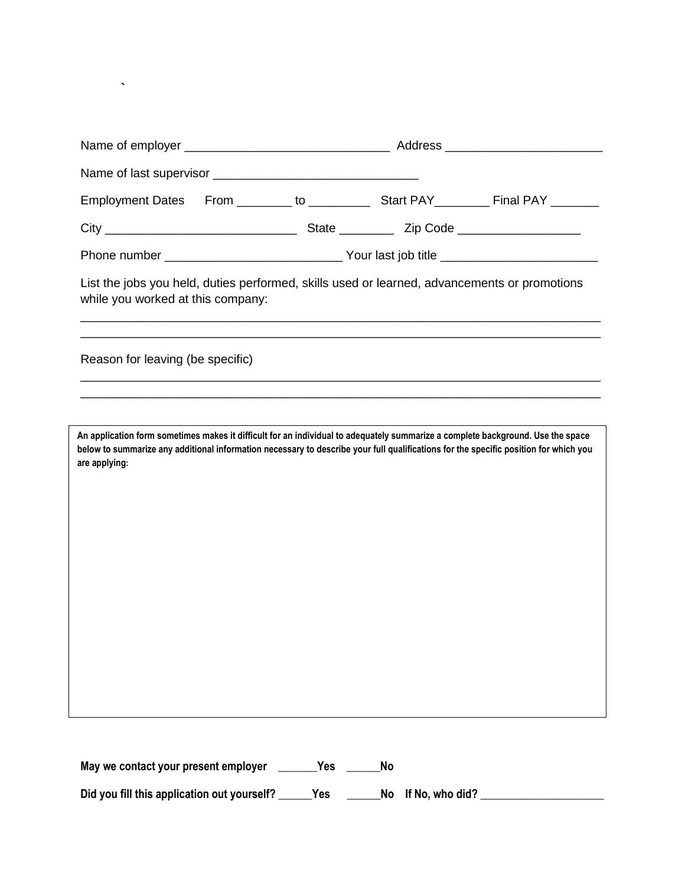`

Name of employer ______________________________ Address ______________________

Name of last supervisor ______________________________

Employment Dates From ________ to _________ Start PAY________ Final PAY _______

City ___________________________ State ________ Zip Code _________________

Phone number _________________________ Your last job title ______________________

List the jobs you held, duties performed, skills used or learned, advancements or promotions while you worked at this company:

_____________________________________________________________________________
_____________________________________________________________________________

Reason for leaving (be specific)

_____________________________________________________________________________
_____________________________________________________________________________

**An application form sometimes makes it difficult for an individual to adequately summarize a complete background. Use the space below to summarize any additional information necessary to describe your full qualifications for the specific position for which you are applying:**

**May we contact your present employer _______Yes ______No**

**Did you fill this application out yourself? ______Yes ______No If No, who did? _____________________**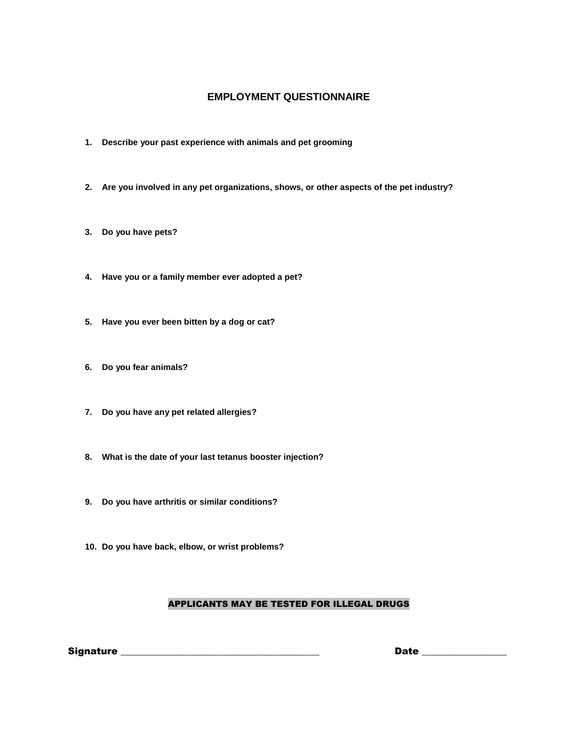# EMPLOYMENT QUESTIONNAIRE

1. **Describe your past experience with animals and pet grooming**

2. **Are you involved in any pet organizations, shows, or other aspects of the pet industry?**

3. **Do you have pets?**

4. **Have you or a family member ever adopted a pet?**

5. **Have you ever been bitten by a dog or cat?**

6. **Do you fear animals?**

7. **Do you have any pet related allergies?**

8. **What is the date of your last tetanus booster injection?**

9. **Do you have arthritis or similar conditions?**

10. **Do you have back, elbow, or wrist problems?**

**APPLICANTS MAY BE TESTED FOR ILLEGAL DRUGS**

**Signature** ________________________________________ **Date** _________________